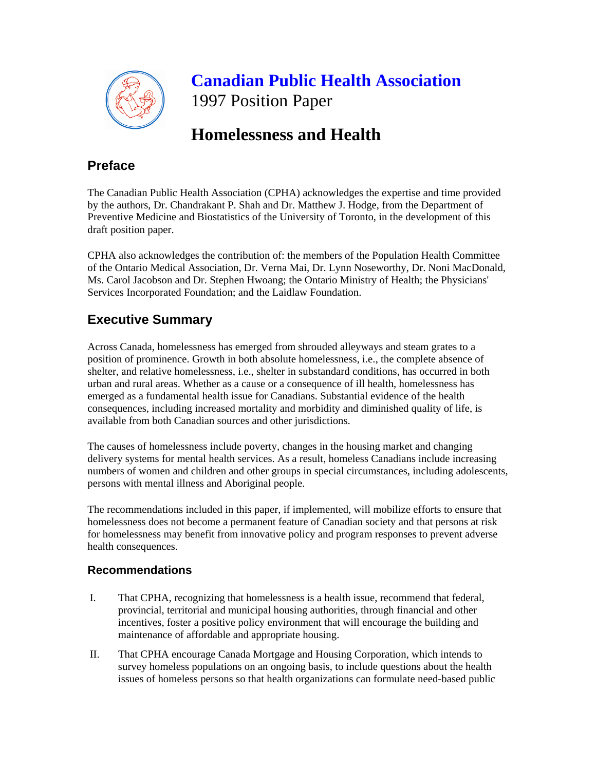# Canadian Public Health Association

1997 Position Paper

# Homelessness and Health

## Preface

The Canadian Public Health Association (CPHA) acknowledges the expertise and time provided by the authors, Dr. Chandrakant P. Shah and Dr. Matthew J. Hodge, from the Department of Preventive Medicine and Biostatistics of the University of Toronto, in the development of this draft position paper.

CPHA also acknowledges the contribution of: the members of the Population Health Committee of the Ontario Medical Association, Dr. Verna Mai, Dr. Lynn Noseworthy, Dr. Noni MacDonald, Ms. Carol Jacobson and Dr. Stephen Hwoang; the Ontario Ministry of Health; the Physicians' Services Incorporated Foundation; and the Laidlaw Foundation.

## Executive Summary

Across Canada, homelessness has emerged from shrouded alleyways and steam grates to a position of prominence. Growth in both absolute homelessness, i.e., the complete absence of shelter, and relative homelessness, i.e., shelter in substandard conditions, has occurred in both urban and rural areas. Whether as a cause or a consequence of ill health, homelessness has emerged as a fundamental health issue for Canadians. Substantial evidence of the health consequences, including increased mortality and morbidity and diminished quality of life, is available from both Canadian sources and other jurisdictions.

The causes of homelessness include poverty, changes in the housing market and changing delivery systems for mental health services. As a result, homeless Canadians include increasing numbers of women and children and other groups in special circumstances, including adolescents, persons with mental illness and Aboriginal people.

The recommendations included in this paper, if implemented, will mobilize efforts to ensure that homelessness does not become a permanent feature of Canadian society and that persons at risk for homelessness may benefit from innovative policy and program responses to prevent adverse health consequences.

### Recommendations

I. That CPHA, recognizing that homelessness is a health issue, recommend that federal, provincial, territorial and municipal housing authorities, through financial and other incentives, foster a positive policy environment that will encourage the building and maintenance of affordable and appropriate housing.

II. That CPHA encourage Canada Mortgage and Housing Corporation, which intends to survey homeless populations on an ongoing basis, to include questions about the health issues of homeless persons so that health organizations can formulate need-based public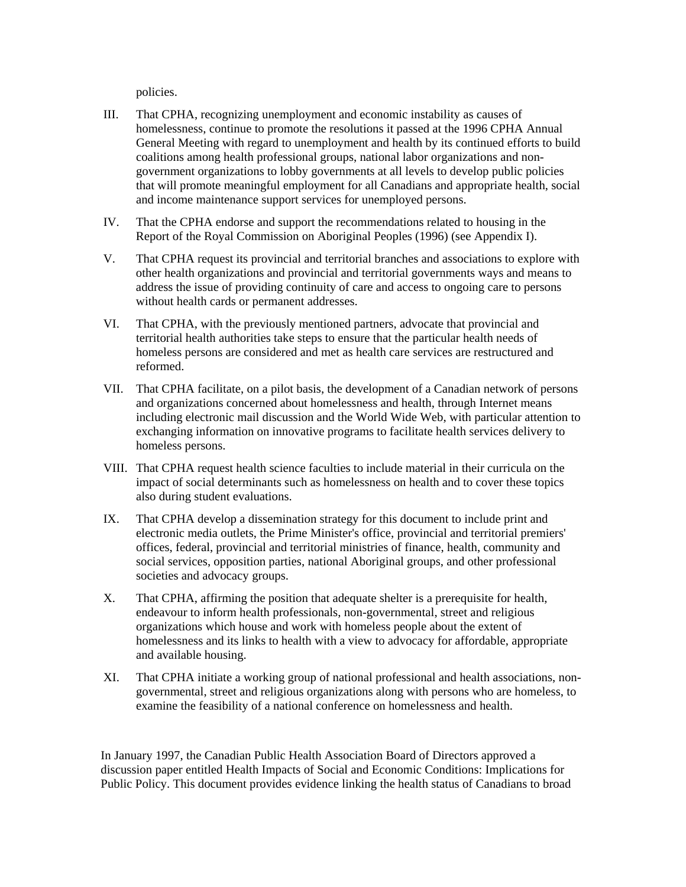policies.

III. That CPHA, recognizing unemployment and economic instability as causes of homelessness, continue to promote the resolutions it passed at the 1996 CPHA Annual General Meeting with regard to unemployment and health by its continued efforts to build coalitions among health professional groups, national labor organizations and non-government organizations to lobby governments at all levels to develop public policies that will promote meaningful employment for all Canadians and appropriate health, social and income maintenance support services for unemployed persons.

IV. That the CPHA endorse and support the recommendations related to housing in the Report of the Royal Commission on Aboriginal Peoples (1996) (see Appendix I).

V. That CPHA request its provincial and territorial branches and associations to explore with other health organizations and provincial and territorial governments ways and means to address the issue of providing continuity of care and access to ongoing care to persons without health cards or permanent addresses.

VI. That CPHA, with the previously mentioned partners, advocate that provincial and territorial health authorities take steps to ensure that the particular health needs of homeless persons are considered and met as health care services are restructured and reformed.

VII. That CPHA facilitate, on a pilot basis, the development of a Canadian network of persons and organizations concerned about homelessness and health, through Internet means including electronic mail discussion and the World Wide Web, with particular attention to exchanging information on innovative programs to facilitate health services delivery to homeless persons.

VIII. That CPHA request health science faculties to include material in their curricula on the impact of social determinants such as homelessness on health and to cover these topics also during student evaluations.

IX. That CPHA develop a dissemination strategy for this document to include print and electronic media outlets, the Prime Minister's office, provincial and territorial premiers' offices, federal, provincial and territorial ministries of finance, health, community and social services, opposition parties, national Aboriginal groups, and other professional societies and advocacy groups.

X. That CPHA, affirming the position that adequate shelter is a prerequisite for health, endeavour to inform health professionals, non-governmental, street and religious organizations which house and work with homeless people about the extent of homelessness and its links to health with a view to advocacy for affordable, appropriate and available housing.

XI. That CPHA initiate a working group of national professional and health associations, non-governmental, street and religious organizations along with persons who are homeless, to examine the feasibility of a national conference on homelessness and health.

In January 1997, the Canadian Public Health Association Board of Directors approved a discussion paper entitled Health Impacts of Social and Economic Conditions: Implications for Public Policy. This document provides evidence linking the health status of Canadians to broad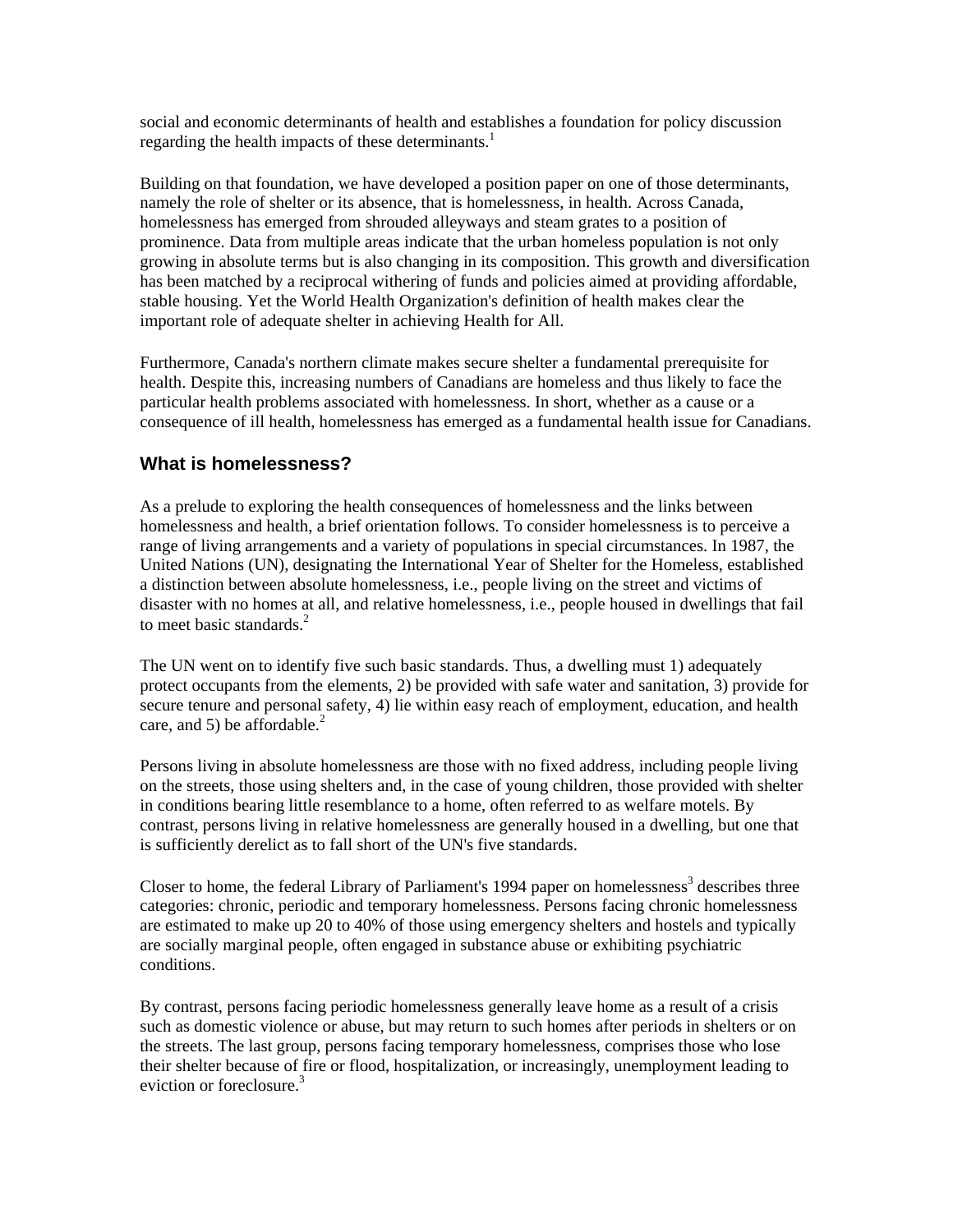social and economic determinants of health and establishes a foundation for policy discussion regarding the health impacts of these determinants.[1]

Building on that foundation, we have developed a position paper on one of those determinants, namely the role of shelter or its absence, that is homelessness, in health. Across Canada, homelessness has emerged from shrouded alleyways and steam grates to a position of prominence. Data from multiple areas indicate that the urban homeless population is not only growing in absolute terms but is also changing in its composition. This growth and diversification has been matched by a reciprocal withering of funds and policies aimed at providing affordable, stable housing. Yet the World Health Organization's definition of health makes clear the important role of adequate shelter in achieving Health for All.

Furthermore, Canada's northern climate makes secure shelter a fundamental prerequisite for health. Despite this, increasing numbers of Canadians are homeless and thus likely to face the particular health problems associated with homelessness. In short, whether as a cause or a consequence of ill health, homelessness has emerged as a fundamental health issue for Canadians.

## What is homelessness?

As a prelude to exploring the health consequences of homelessness and the links between homelessness and health, a brief orientation follows. To consider homelessness is to perceive a range of living arrangements and a variety of populations in special circumstances. In 1987, the United Nations (UN), designating the International Year of Shelter for the Homeless, established a distinction between absolute homelessness, i.e., people living on the street and victims of disaster with no homes at all, and relative homelessness, i.e., people housed in dwellings that fail to meet basic standards.[2]

The UN went on to identify five such basic standards. Thus, a dwelling must 1) adequately protect occupants from the elements, 2) be provided with safe water and sanitation, 3) provide for secure tenure and personal safety, 4) lie within easy reach of employment, education, and health care, and 5) be affordable.[2]

Persons living in absolute homelessness are those with no fixed address, including people living on the streets, those using shelters and, in the case of young children, those provided with shelter in conditions bearing little resemblance to a home, often referred to as welfare motels. By contrast, persons living in relative homelessness are generally housed in a dwelling, but one that is sufficiently derelict as to fall short of the UN's five standards.

Closer to home, the federal Library of Parliament's 1994 paper on homelessness[3] describes three categories: chronic, periodic and temporary homelessness. Persons facing chronic homelessness are estimated to make up 20 to 40% of those using emergency shelters and hostels and typically are socially marginal people, often engaged in substance abuse or exhibiting psychiatric conditions.

By contrast, persons facing periodic homelessness generally leave home as a result of a crisis such as domestic violence or abuse, but may return to such homes after periods in shelters or on the streets. The last group, persons facing temporary homelessness, comprises those who lose their shelter because of fire or flood, hospitalization, or increasingly, unemployment leading to eviction or foreclosure.[3]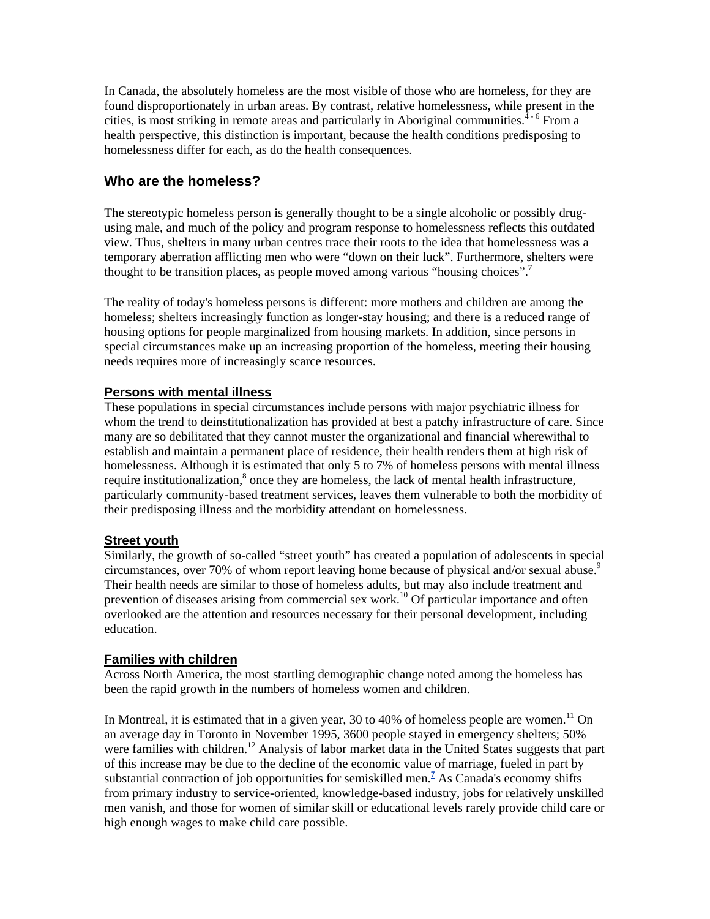In Canada, the absolutely homeless are the most visible of those who are homeless, for they are found disproportionately in urban areas. By contrast, relative homelessness, while present in the cities, is most striking in remote areas and particularly in Aboriginal communities.[4 - 6] From a health perspective, this distinction is important, because the health conditions predisposing to homelessness differ for each, as do the health consequences.

## Who are the homeless?

The stereotypic homeless person is generally thought to be a single alcoholic or possibly drug-using male, and much of the policy and program response to homelessness reflects this outdated view. Thus, shelters in many urban centres trace their roots to the idea that homelessness was a temporary aberration afflicting men who were "down on their luck". Furthermore, shelters were thought to be transition places, as people moved among various "housing choices".[7]

The reality of today's homeless persons is different: more mothers and children are among the homeless; shelters increasingly function as longer-stay housing; and there is a reduced range of housing options for people marginalized from housing markets. In addition, since persons in special circumstances make up an increasing proportion of the homeless, meeting their housing needs requires more of increasingly scarce resources.

### Persons with mental illness

These populations in special circumstances include persons with major psychiatric illness for whom the trend to deinstitutionalization has provided at best a patchy infrastructure of care. Since many are so debilitated that they cannot muster the organizational and financial wherewithal to establish and maintain a permanent place of residence, their health renders them at high risk of homelessness. Although it is estimated that only 5 to 7% of homeless persons with mental illness require institutionalization,[8] once they are homeless, the lack of mental health infrastructure, particularly community-based treatment services, leaves them vulnerable to both the morbidity of their predisposing illness and the morbidity attendant on homelessness.

### Street youth

Similarly, the growth of so-called "street youth" has created a population of adolescents in special circumstances, over 70% of whom report leaving home because of physical and/or sexual abuse.[9] Their health needs are similar to those of homeless adults, but may also include treatment and prevention of diseases arising from commercial sex work.[10] Of particular importance and often overlooked are the attention and resources necessary for their personal development, including education.

### Families with children

Across North America, the most startling demographic change noted among the homeless has been the rapid growth in the numbers of homeless women and children.

In Montreal, it is estimated that in a given year, 30 to 40% of homeless people are women.[11] On an average day in Toronto in November 1995, 3600 people stayed in emergency shelters; 50% were families with children.[12] Analysis of labor market data in the United States suggests that part of this increase may be due to the decline of the economic value of marriage, fueled in part by substantial contraction of job opportunities for semiskilled men.[7] As Canada's economy shifts from primary industry to service-oriented, knowledge-based industry, jobs for relatively unskilled men vanish, and those for women of similar skill or educational levels rarely provide child care or high enough wages to make child care possible.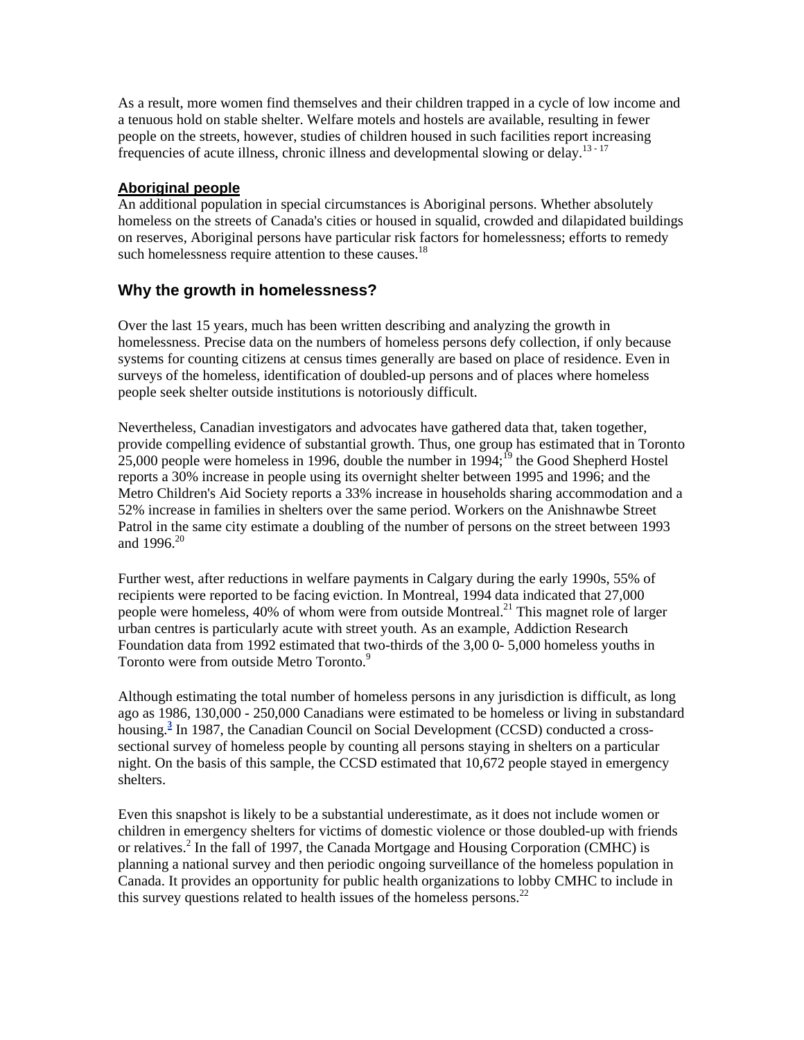As a result, more women find themselves and their children trapped in a cycle of low income and a tenuous hold on stable shelter. Welfare motels and hostels are available, resulting in fewer people on the streets, however, studies of children housed in such facilities report increasing frequencies of acute illness, chronic illness and developmental slowing or delay.[13 - 17]

### Aboriginal people

An additional population in special circumstances is Aboriginal persons. Whether absolutely homeless on the streets of Canada's cities or housed in squalid, crowded and dilapidated buildings on reserves, Aboriginal persons have particular risk factors for homelessness; efforts to remedy such homelessness require attention to these causes.[18]

## Why the growth in homelessness?

Over the last 15 years, much has been written describing and analyzing the growth in homelessness. Precise data on the numbers of homeless persons defy collection, if only because systems for counting citizens at census times generally are based on place of residence. Even in surveys of the homeless, identification of doubled-up persons and of places where homeless people seek shelter outside institutions is notoriously difficult.

Nevertheless, Canadian investigators and advocates have gathered data that, taken together, provide compelling evidence of substantial growth. Thus, one group has estimated that in Toronto 25,000 people were homeless in 1996, double the number in 1994;[19] the Good Shepherd Hostel reports a 30% increase in people using its overnight shelter between 1995 and 1996; and the Metro Children's Aid Society reports a 33% increase in households sharing accommodation and a 52% increase in families in shelters over the same period. Workers on the Anishnawbe Street Patrol in the same city estimate a doubling of the number of persons on the street between 1993 and 1996.[20]

Further west, after reductions in welfare payments in Calgary during the early 1990s, 55% of recipients were reported to be facing eviction. In Montreal, 1994 data indicated that 27,000 people were homeless, 40% of whom were from outside Montreal.[21] This magnet role of larger urban centres is particularly acute with street youth. As an example, Addiction Research Foundation data from 1992 estimated that two-thirds of the 3,00 0- 5,000 homeless youths in Toronto were from outside Metro Toronto.[9]

Although estimating the total number of homeless persons in any jurisdiction is difficult, as long ago as 1986, 130,000 - 250,000 Canadians were estimated to be homeless or living in substandard housing.[3] In 1987, the Canadian Council on Social Development (CCSD) conducted a cross-sectional survey of homeless people by counting all persons staying in shelters on a particular night. On the basis of this sample, the CCSD estimated that 10,672 people stayed in emergency shelters.

Even this snapshot is likely to be a substantial underestimate, as it does not include women or children in emergency shelters for victims of domestic violence or those doubled-up with friends or relatives.[2] In the fall of 1997, the Canada Mortgage and Housing Corporation (CMHC) is planning a national survey and then periodic ongoing surveillance of the homeless population in Canada. It provides an opportunity for public health organizations to lobby CMHC to include in this survey questions related to health issues of the homeless persons.[22]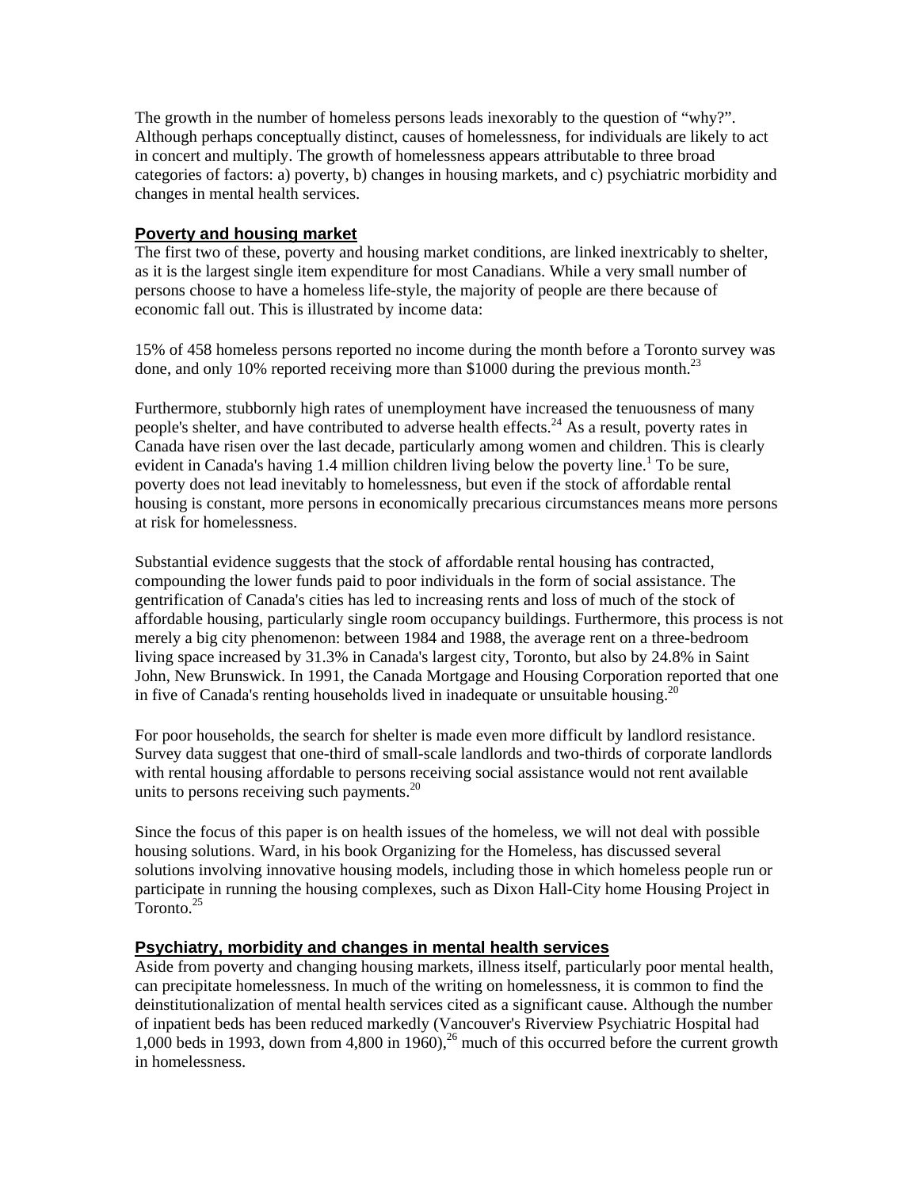The growth in the number of homeless persons leads inexorably to the question of "why?". Although perhaps conceptually distinct, causes of homelessness, for individuals are likely to act in concert and multiply. The growth of homelessness appears attributable to three broad categories of factors: a) poverty, b) changes in housing markets, and c) psychiatric morbidity and changes in mental health services.

## Poverty and housing market

The first two of these, poverty and housing market conditions, are linked inextricably to shelter, as it is the largest single item expenditure for most Canadians. While a very small number of persons choose to have a homeless life-style, the majority of people are there because of economic fall out. This is illustrated by income data:

15% of 458 homeless persons reported no income during the month before a Toronto survey was done, and only 10% reported receiving more than $1000 during the previous month.[23]

Furthermore, stubbornly high rates of unemployment have increased the tenuousness of many people's shelter, and have contributed to adverse health effects.[24] As a result, poverty rates in Canada have risen over the last decade, particularly among women and children. This is clearly evident in Canada's having 1.4 million children living below the poverty line.[1] To be sure, poverty does not lead inevitably to homelessness, but even if the stock of affordable rental housing is constant, more persons in economically precarious circumstances means more persons at risk for homelessness.

Substantial evidence suggests that the stock of affordable rental housing has contracted, compounding the lower funds paid to poor individuals in the form of social assistance. The gentrification of Canada's cities has led to increasing rents and loss of much of the stock of affordable housing, particularly single room occupancy buildings. Furthermore, this process is not merely a big city phenomenon: between 1984 and 1988, the average rent on a three-bedroom living space increased by 31.3% in Canada's largest city, Toronto, but also by 24.8% in Saint John, New Brunswick. In 1991, the Canada Mortgage and Housing Corporation reported that one in five of Canada's renting households lived in inadequate or unsuitable housing.[20]

For poor households, the search for shelter is made even more difficult by landlord resistance. Survey data suggest that one-third of small-scale landlords and two-thirds of corporate landlords with rental housing affordable to persons receiving social assistance would not rent available units to persons receiving such payments.[20]

Since the focus of this paper is on health issues of the homeless, we will not deal with possible housing solutions. Ward, in his book Organizing for the Homeless, has discussed several solutions involving innovative housing models, including those in which homeless people run or participate in running the housing complexes, such as Dixon Hall-City home Housing Project in Toronto.[25]

## Psychiatry, morbidity and changes in mental health services

Aside from poverty and changing housing markets, illness itself, particularly poor mental health, can precipitate homelessness. In much of the writing on homelessness, it is common to find the deinstitutionalization of mental health services cited as a significant cause. Although the number of inpatient beds has been reduced markedly (Vancouver's Riverview Psychiatric Hospital had 1,000 beds in 1993, down from 4,800 in 1960),[26] much of this occurred before the current growth in homelessness.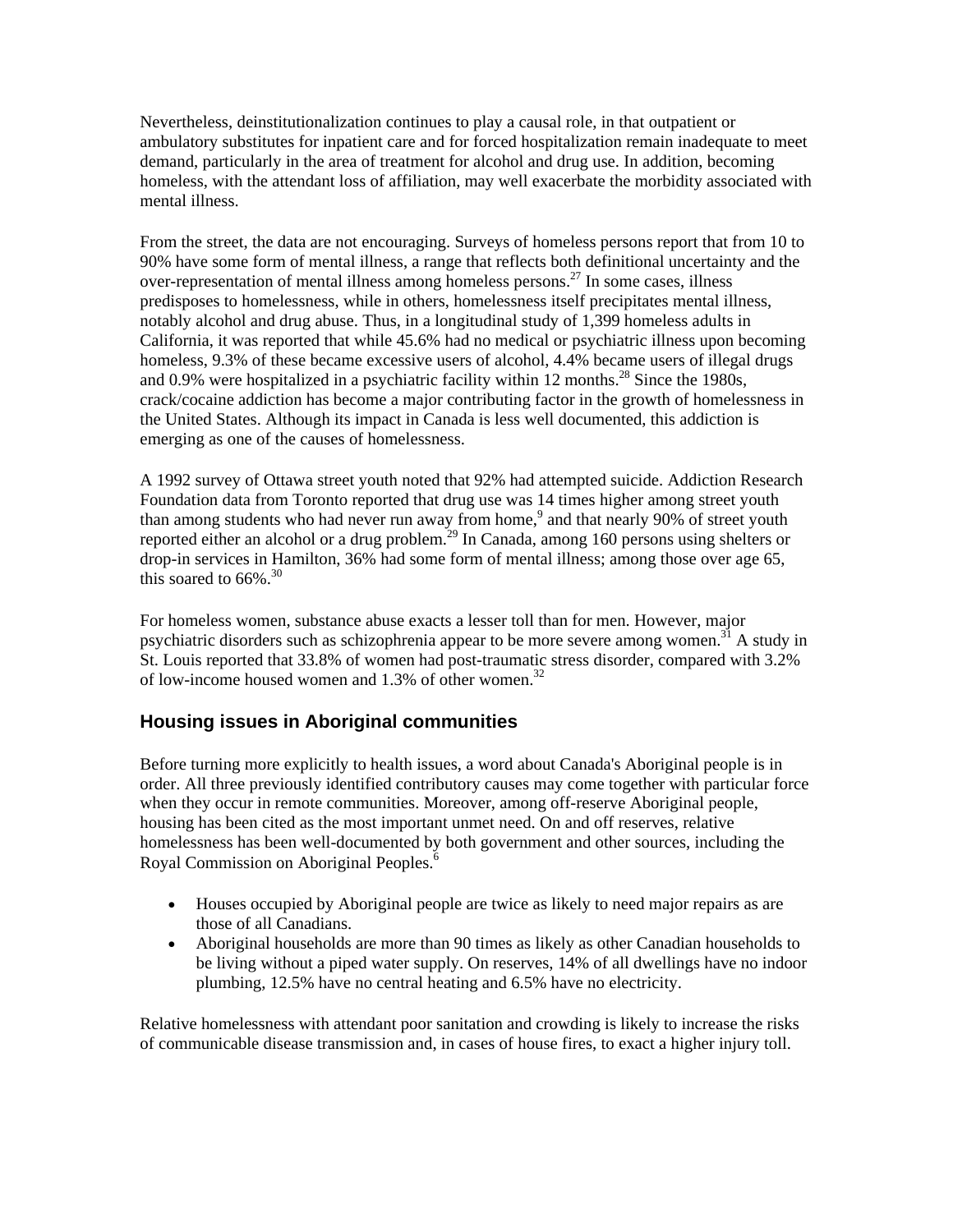Nevertheless, deinstitutionalization continues to play a causal role, in that outpatient or ambulatory substitutes for inpatient care and for forced hospitalization remain inadequate to meet demand, particularly in the area of treatment for alcohol and drug use. In addition, becoming homeless, with the attendant loss of affiliation, may well exacerbate the morbidity associated with mental illness.

From the street, the data are not encouraging. Surveys of homeless persons report that from 10 to 90% have some form of mental illness, a range that reflects both definitional uncertainty and the over-representation of mental illness among homeless persons.[27] In some cases, illness predisposes to homelessness, while in others, homelessness itself precipitates mental illness, notably alcohol and drug abuse. Thus, in a longitudinal study of 1,399 homeless adults in California, it was reported that while 45.6% had no medical or psychiatric illness upon becoming homeless, 9.3% of these became excessive users of alcohol, 4.4% became users of illegal drugs and 0.9% were hospitalized in a psychiatric facility within 12 months.[28] Since the 1980s, crack/cocaine addiction has become a major contributing factor in the growth of homelessness in the United States. Although its impact in Canada is less well documented, this addiction is emerging as one of the causes of homelessness.

A 1992 survey of Ottawa street youth noted that 92% had attempted suicide. Addiction Research Foundation data from Toronto reported that drug use was 14 times higher among street youth than among students who had never run away from home,[9] and that nearly 90% of street youth reported either an alcohol or a drug problem.[29] In Canada, among 160 persons using shelters or drop-in services in Hamilton, 36% had some form of mental illness; among those over age 65, this soared to 66%.[30]

For homeless women, substance abuse exacts a lesser toll than for men. However, major psychiatric disorders such as schizophrenia appear to be more severe among women.[31] A study in St. Louis reported that 33.8% of women had post-traumatic stress disorder, compared with 3.2% of low-income housed women and 1.3% of other women.[32]

## Housing issues in Aboriginal communities

Before turning more explicitly to health issues, a word about Canada's Aboriginal people is in order. All three previously identified contributory causes may come together with particular force when they occur in remote communities. Moreover, among off-reserve Aboriginal people, housing has been cited as the most important unmet need. On and off reserves, relative homelessness has been well-documented by both government and other sources, including the Royal Commission on Aboriginal Peoples.[6]

- Houses occupied by Aboriginal people are twice as likely to need major repairs as are those of all Canadians.
- Aboriginal households are more than 90 times as likely as other Canadian households to be living without a piped water supply. On reserves, 14% of all dwellings have no indoor plumbing, 12.5% have no central heating and 6.5% have no electricity.

Relative homelessness with attendant poor sanitation and crowding is likely to increase the risks of communicable disease transmission and, in cases of house fires, to exact a higher injury toll.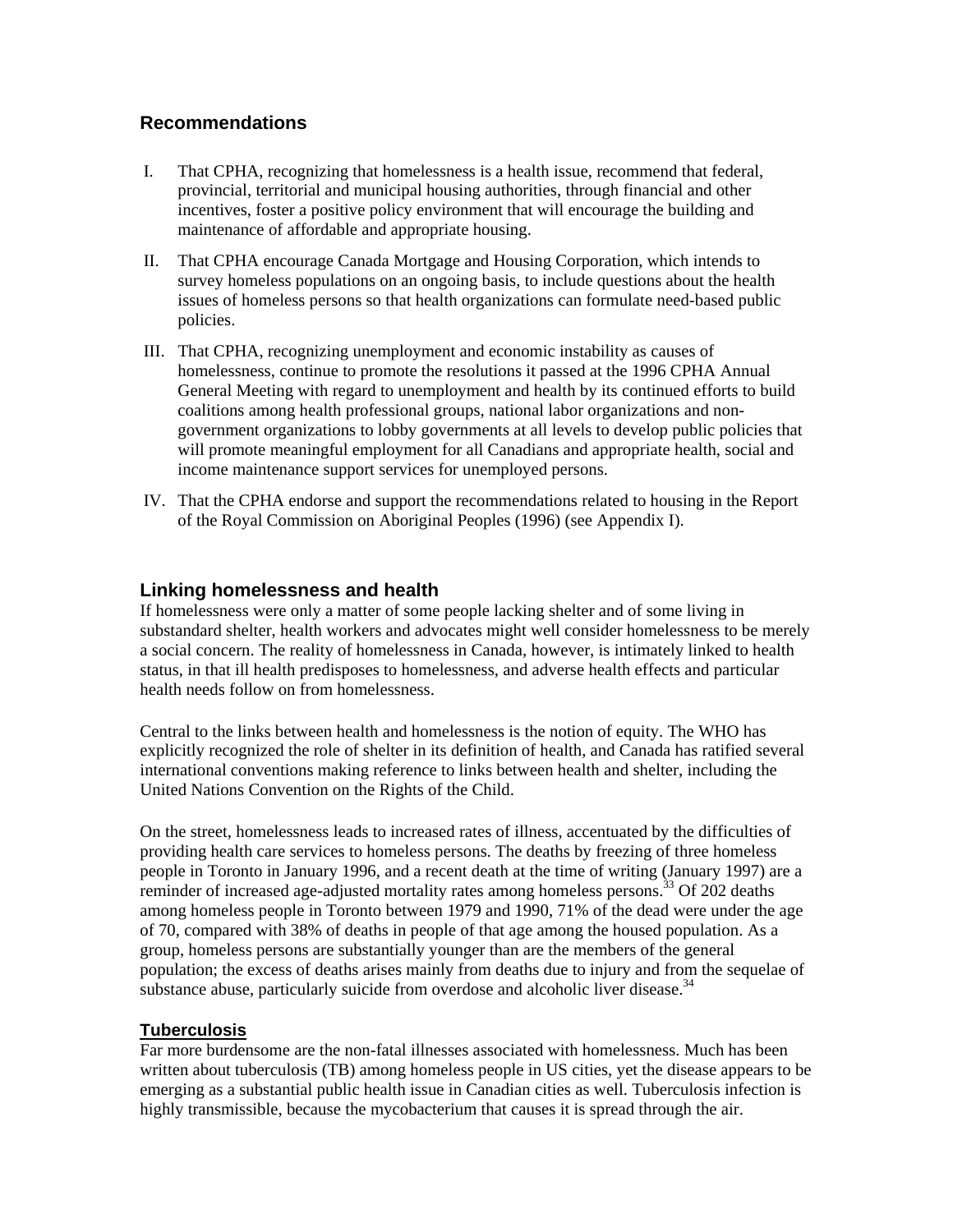## Recommendations

I. That CPHA, recognizing that homelessness is a health issue, recommend that federal, provincial, territorial and municipal housing authorities, through financial and other incentives, foster a positive policy environment that will encourage the building and maintenance of affordable and appropriate housing.

II. That CPHA encourage Canada Mortgage and Housing Corporation, which intends to survey homeless populations on an ongoing basis, to include questions about the health issues of homeless persons so that health organizations can formulate need-based public policies.

III. That CPHA, recognizing unemployment and economic instability as causes of homelessness, continue to promote the resolutions it passed at the 1996 CPHA Annual General Meeting with regard to unemployment and health by its continued efforts to build coalitions among health professional groups, national labor organizations and non-government organizations to lobby governments at all levels to develop public policies that will promote meaningful employment for all Canadians and appropriate health, social and income maintenance support services for unemployed persons.

IV. That the CPHA endorse and support the recommendations related to housing in the Report of the Royal Commission on Aboriginal Peoples (1996) (see Appendix I).

## Linking homelessness and health

If homelessness were only a matter of some people lacking shelter and of some living in substandard shelter, health workers and advocates might well consider homelessness to be merely a social concern. The reality of homelessness in Canada, however, is intimately linked to health status, in that ill health predisposes to homelessness, and adverse health effects and particular health needs follow on from homelessness.

Central to the links between health and homelessness is the notion of equity. The WHO has explicitly recognized the role of shelter in its definition of health, and Canada has ratified several international conventions making reference to links between health and shelter, including the United Nations Convention on the Rights of the Child.

On the street, homelessness leads to increased rates of illness, accentuated by the difficulties of providing health care services to homeless persons. The deaths by freezing of three homeless people in Toronto in January 1996, and a recent death at the time of writing (January 1997) are a reminder of increased age-adjusted mortality rates among homeless persons.[33] Of 202 deaths among homeless people in Toronto between 1979 and 1990, 71% of the dead were under the age of 70, compared with 38% of deaths in people of that age among the housed population. As a group, homeless persons are substantially younger than are the members of the general population; the excess of deaths arises mainly from deaths due to injury and from the sequelae of substance abuse, particularly suicide from overdose and alcoholic liver disease.[34]

### Tuberculosis

Far more burdensome are the non-fatal illnesses associated with homelessness. Much has been written about tuberculosis (TB) among homeless people in US cities, yet the disease appears to be emerging as a substantial public health issue in Canadian cities as well. Tuberculosis infection is highly transmissible, because the mycobacterium that causes it is spread through the air.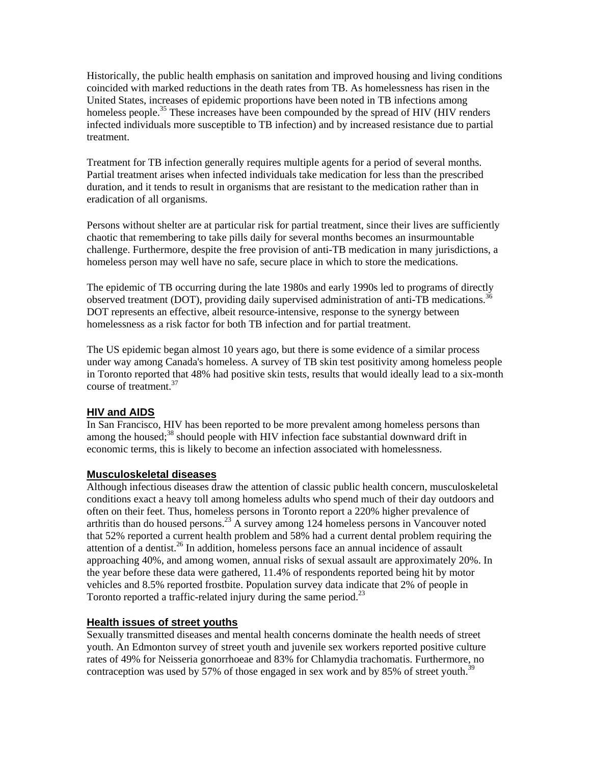Historically, the public health emphasis on sanitation and improved housing and living conditions coincided with marked reductions in the death rates from TB. As homelessness has risen in the United States, increases of epidemic proportions have been noted in TB infections among homeless people.[35] These increases have been compounded by the spread of HIV (HIV renders infected individuals more susceptible to TB infection) and by increased resistance due to partial treatment.

Treatment for TB infection generally requires multiple agents for a period of several months. Partial treatment arises when infected individuals take medication for less than the prescribed duration, and it tends to result in organisms that are resistant to the medication rather than in eradication of all organisms.

Persons without shelter are at particular risk for partial treatment, since their lives are sufficiently chaotic that remembering to take pills daily for several months becomes an insurmountable challenge. Furthermore, despite the free provision of anti-TB medication in many jurisdictions, a homeless person may well have no safe, secure place in which to store the medications.

The epidemic of TB occurring during the late 1980s and early 1990s led to programs of directly observed treatment (DOT), providing daily supervised administration of anti-TB medications.[36] DOT represents an effective, albeit resource-intensive, response to the synergy between homelessness as a risk factor for both TB infection and for partial treatment.

The US epidemic began almost 10 years ago, but there is some evidence of a similar process under way among Canada's homeless. A survey of TB skin test positivity among homeless people in Toronto reported that 48% had positive skin tests, results that would ideally lead to a six-month course of treatment.[37]

### HIV and AIDS

In San Francisco, HIV has been reported to be more prevalent among homeless persons than among the housed;[38] should people with HIV infection face substantial downward drift in economic terms, this is likely to become an infection associated with homelessness.

### Musculoskeletal diseases

Although infectious diseases draw the attention of classic public health concern, musculoskeletal conditions exact a heavy toll among homeless adults who spend much of their day outdoors and often on their feet. Thus, homeless persons in Toronto report a 220% higher prevalence of arthritis than do housed persons.[23] A survey among 124 homeless persons in Vancouver noted that 52% reported a current health problem and 58% had a current dental problem requiring the attention of a dentist.[26] In addition, homeless persons face an annual incidence of assault approaching 40%, and among women, annual risks of sexual assault are approximately 20%. In the year before these data were gathered, 11.4% of respondents reported being hit by motor vehicles and 8.5% reported frostbite. Population survey data indicate that 2% of people in Toronto reported a traffic-related injury during the same period.[23]

### Health issues of street youths

Sexually transmitted diseases and mental health concerns dominate the health needs of street youth. An Edmonton survey of street youth and juvenile sex workers reported positive culture rates of 49% for Neisseria gonorrhoeae and 83% for Chlamydia trachomatis. Furthermore, no contraception was used by 57% of those engaged in sex work and by 85% of street youth.[39]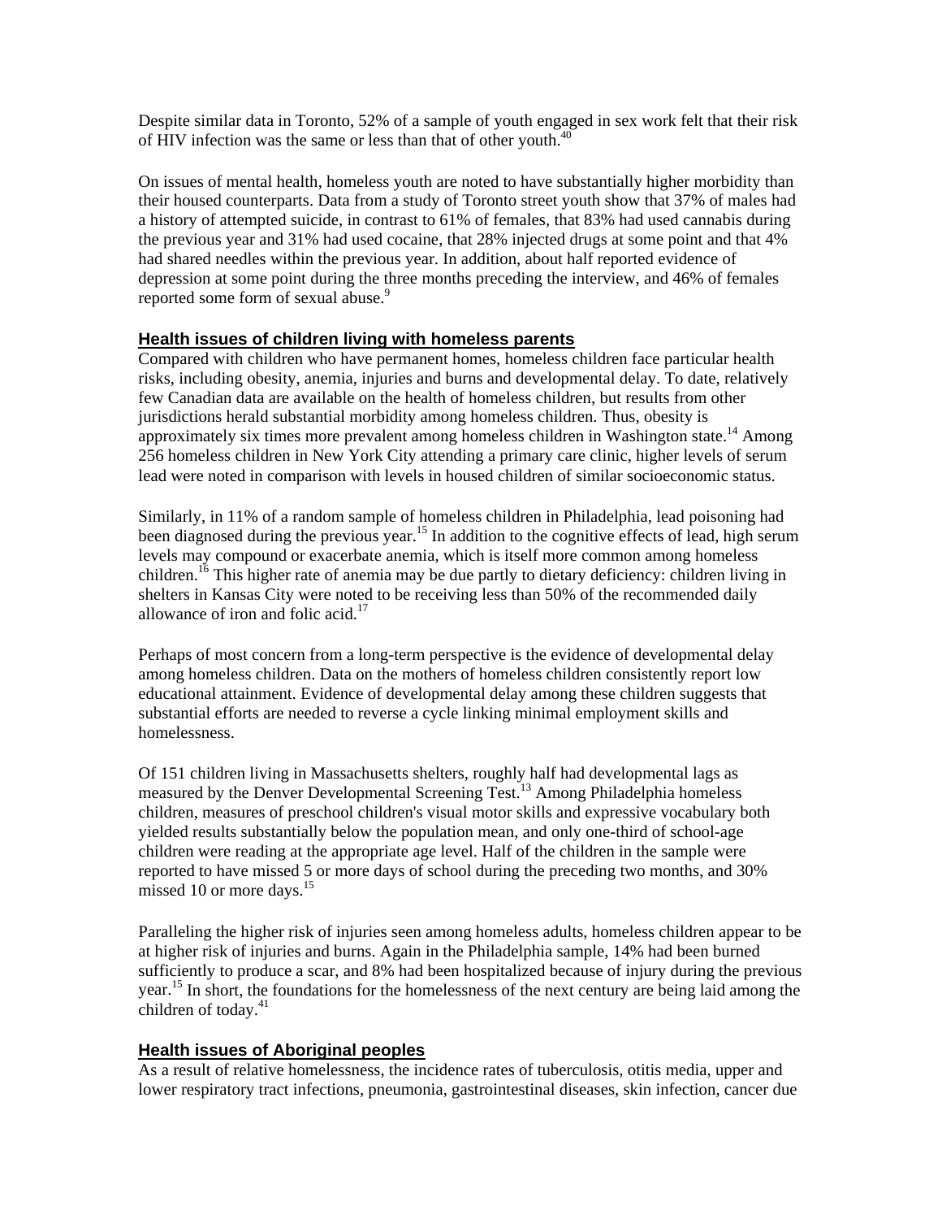Despite similar data in Toronto, 52% of a sample of youth engaged in sex work felt that their risk of HIV infection was the same or less than that of other youth.[40]

On issues of mental health, homeless youth are noted to have substantially higher morbidity than their housed counterparts. Data from a study of Toronto street youth show that 37% of males had a history of attempted suicide, in contrast to 61% of females, that 83% had used cannabis during the previous year and 31% had used cocaine, that 28% injected drugs at some point and that 4% had shared needles within the previous year. In addition, about half reported evidence of depression at some point during the three months preceding the interview, and 46% of females reported some form of sexual abuse.[9]

## Health issues of children living with homeless parents

Compared with children who have permanent homes, homeless children face particular health risks, including obesity, anemia, injuries and burns and developmental delay. To date, relatively few Canadian data are available on the health of homeless children, but results from other jurisdictions herald substantial morbidity among homeless children. Thus, obesity is approximately six times more prevalent among homeless children in Washington state.[14] Among 256 homeless children in New York City attending a primary care clinic, higher levels of serum lead were noted in comparison with levels in housed children of similar socioeconomic status.

Similarly, in 11% of a random sample of homeless children in Philadelphia, lead poisoning had been diagnosed during the previous year.[15] In addition to the cognitive effects of lead, high serum levels may compound or exacerbate anemia, which is itself more common among homeless children.[16] This higher rate of anemia may be due partly to dietary deficiency: children living in shelters in Kansas City were noted to be receiving less than 50% of the recommended daily allowance of iron and folic acid.[17]

Perhaps of most concern from a long-term perspective is the evidence of developmental delay among homeless children. Data on the mothers of homeless children consistently report low educational attainment. Evidence of developmental delay among these children suggests that substantial efforts are needed to reverse a cycle linking minimal employment skills and homelessness.

Of 151 children living in Massachusetts shelters, roughly half had developmental lags as measured by the Denver Developmental Screening Test.[13] Among Philadelphia homeless children, measures of preschool children's visual motor skills and expressive vocabulary both yielded results substantially below the population mean, and only one-third of school-age children were reading at the appropriate age level. Half of the children in the sample were reported to have missed 5 or more days of school during the preceding two months, and 30% missed 10 or more days.[15]

Paralleling the higher risk of injuries seen among homeless adults, homeless children appear to be at higher risk of injuries and burns. Again in the Philadelphia sample, 14% had been burned sufficiently to produce a scar, and 8% had been hospitalized because of injury during the previous year.[15] In short, the foundations for the homelessness of the next century are being laid among the children of today.[41]

## Health issues of Aboriginal peoples

As a result of relative homelessness, the incidence rates of tuberculosis, otitis media, upper and lower respiratory tract infections, pneumonia, gastrointestinal diseases, skin infection, cancer due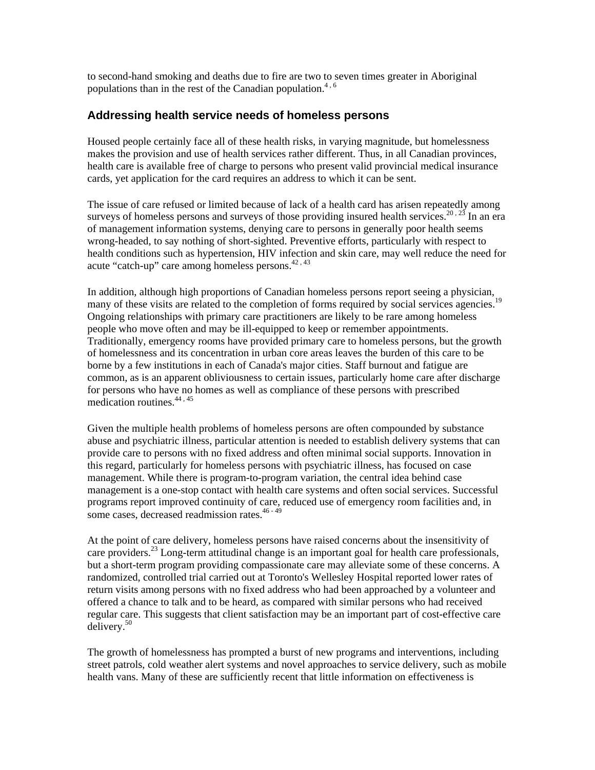to second-hand smoking and deaths due to fire are two to seven times greater in Aboriginal populations than in the rest of the Canadian population.[4,6]

## Addressing health service needs of homeless persons

Housed people certainly face all of these health risks, in varying magnitude, but homelessness makes the provision and use of health services rather different. Thus, in all Canadian provinces, health care is available free of charge to persons who present valid provincial medical insurance cards, yet application for the card requires an address to which it can be sent.

The issue of care refused or limited because of lack of a health card has arisen repeatedly among surveys of homeless persons and surveys of those providing insured health services.[20,23] In an era of management information systems, denying care to persons in generally poor health seems wrong-headed, to say nothing of short-sighted. Preventive efforts, particularly with respect to health conditions such as hypertension, HIV infection and skin care, may well reduce the need for acute “catch-up” care among homeless persons.[42,43]

In addition, although high proportions of Canadian homeless persons report seeing a physician, many of these visits are related to the completion of forms required by social services agencies.[19] Ongoing relationships with primary care practitioners are likely to be rare among homeless people who move often and may be ill-equipped to keep or remember appointments. Traditionally, emergency rooms have provided primary care to homeless persons, but the growth of homelessness and its concentration in urban core areas leaves the burden of this care to be borne by a few institutions in each of Canada's major cities. Staff burnout and fatigue are common, as is an apparent obliviousness to certain issues, particularly home care after discharge for persons who have no homes as well as compliance of these persons with prescribed medication routines.[44,45]

Given the multiple health problems of homeless persons are often compounded by substance abuse and psychiatric illness, particular attention is needed to establish delivery systems that can provide care to persons with no fixed address and often minimal social supports. Innovation in this regard, particularly for homeless persons with psychiatric illness, has focused on case management. While there is program-to-program variation, the central idea behind case management is a one-stop contact with health care systems and often social services. Successful programs report improved continuity of care, reduced use of emergency room facilities and, in some cases, decreased readmission rates.[46-49]

At the point of care delivery, homeless persons have raised concerns about the insensitivity of care providers.[23] Long-term attitudinal change is an important goal for health care professionals, but a short-term program providing compassionate care may alleviate some of these concerns. A randomized, controlled trial carried out at Toronto's Wellesley Hospital reported lower rates of return visits among persons with no fixed address who had been approached by a volunteer and offered a chance to talk and to be heard, as compared with similar persons who had received regular care. This suggests that client satisfaction may be an important part of cost-effective care delivery.[50]

The growth of homelessness has prompted a burst of new programs and interventions, including street patrols, cold weather alert systems and novel approaches to service delivery, such as mobile health vans. Many of these are sufficiently recent that little information on effectiveness is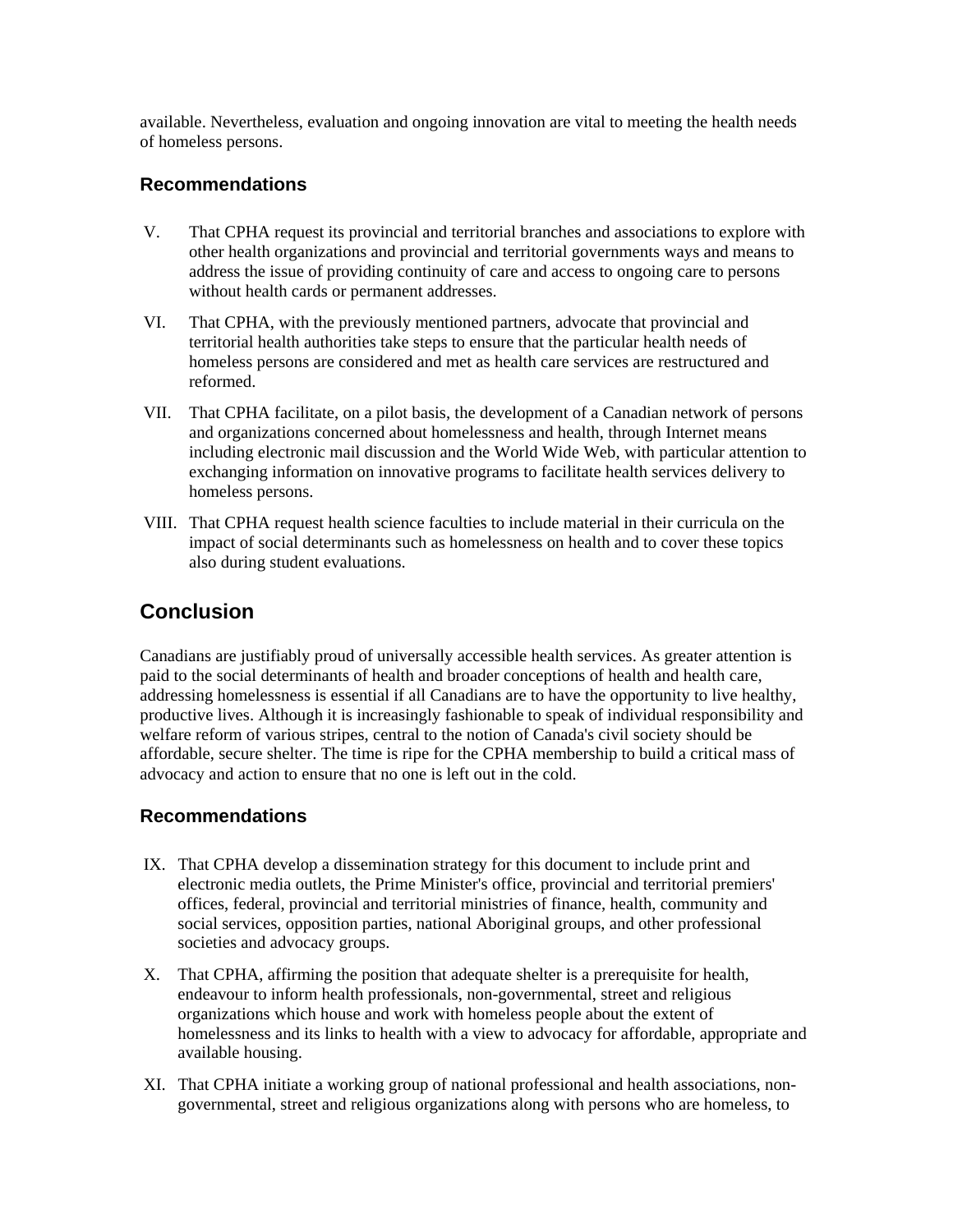available. Nevertheless, evaluation and ongoing innovation are vital to meeting the health needs of homeless persons.

### Recommendations

V. That CPHA request its provincial and territorial branches and associations to explore with other health organizations and provincial and territorial governments ways and means to address the issue of providing continuity of care and access to ongoing care to persons without health cards or permanent addresses.

VI. That CPHA, with the previously mentioned partners, advocate that provincial and territorial health authorities take steps to ensure that the particular health needs of homeless persons are considered and met as health care services are restructured and reformed.

VII. That CPHA facilitate, on a pilot basis, the development of a Canadian network of persons and organizations concerned about homelessness and health, through Internet means including electronic mail discussion and the World Wide Web, with particular attention to exchanging information on innovative programs to facilitate health services delivery to homeless persons.

VIII. That CPHA request health science faculties to include material in their curricula on the impact of social determinants such as homelessness on health and to cover these topics also during student evaluations.

## Conclusion

Canadians are justifiably proud of universally accessible health services. As greater attention is paid to the social determinants of health and broader conceptions of health and health care, addressing homelessness is essential if all Canadians are to have the opportunity to live healthy, productive lives. Although it is increasingly fashionable to speak of individual responsibility and welfare reform of various stripes, central to the notion of Canada's civil society should be affordable, secure shelter. The time is ripe for the CPHA membership to build a critical mass of advocacy and action to ensure that no one is left out in the cold.

### Recommendations

IX. That CPHA develop a dissemination strategy for this document to include print and electronic media outlets, the Prime Minister's office, provincial and territorial premiers' offices, federal, provincial and territorial ministries of finance, health, community and social services, opposition parties, national Aboriginal groups, and other professional societies and advocacy groups.

X. That CPHA, affirming the position that adequate shelter is a prerequisite for health, endeavour to inform health professionals, non-governmental, street and religious organizations which house and work with homeless people about the extent of homelessness and its links to health with a view to advocacy for affordable, appropriate and available housing.

XI. That CPHA initiate a working group of national professional and health associations, non-governmental, street and religious organizations along with persons who are homeless, to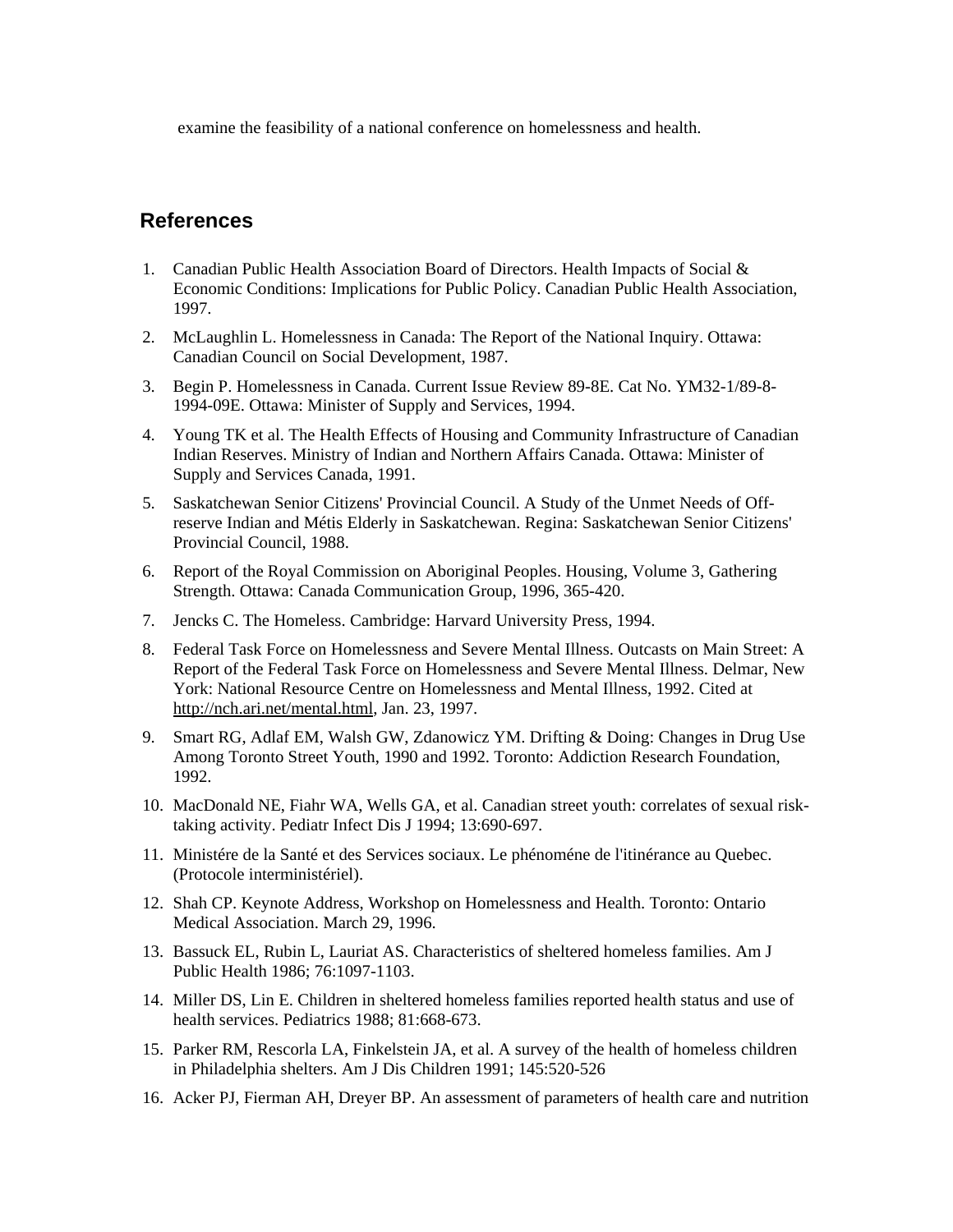examine the feasibility of a national conference on homelessness and health.

## References

1. Canadian Public Health Association Board of Directors. Health Impacts of Social & Economic Conditions: Implications for Public Policy. Canadian Public Health Association, 1997.
2. McLaughlin L. Homelessness in Canada: The Report of the National Inquiry. Ottawa: Canadian Council on Social Development, 1987.
3. Begin P. Homelessness in Canada. Current Issue Review 89-8E. Cat No. YM32-1/89-8-1994-09E. Ottawa: Minister of Supply and Services, 1994.
4. Young TK et al. The Health Effects of Housing and Community Infrastructure of Canadian Indian Reserves. Ministry of Indian and Northern Affairs Canada. Ottawa: Minister of Supply and Services Canada, 1991.
5. Saskatchewan Senior Citizens' Provincial Council. A Study of the Unmet Needs of Off-reserve Indian and Métis Elderly in Saskatchewan. Regina: Saskatchewan Senior Citizens' Provincial Council, 1988.
6. Report of the Royal Commission on Aboriginal Peoples. Housing, Volume 3, Gathering Strength. Ottawa: Canada Communication Group, 1996, 365-420.
7. Jencks C. The Homeless. Cambridge: Harvard University Press, 1994.
8. Federal Task Force on Homelessness and Severe Mental Illness. Outcasts on Main Street: A Report of the Federal Task Force on Homelessness and Severe Mental Illness. Delmar, New York: National Resource Centre on Homelessness and Mental Illness, 1992. Cited at http://nch.ari.net/mental.html, Jan. 23, 1997.
9. Smart RG, Adlaf EM, Walsh GW, Zdanowicz YM. Drifting & Doing: Changes in Drug Use Among Toronto Street Youth, 1990 and 1992. Toronto: Addiction Research Foundation, 1992.
10. MacDonald NE, Fiahr WA, Wells GA, et al. Canadian street youth: correlates of sexual risk-taking activity. Pediatr Infect Dis J 1994; 13:690-697.
11. Ministére de la Santé et des Services sociaux. Le phénoméne de l'itinérance au Quebec. (Protocole interministériel).
12. Shah CP. Keynote Address, Workshop on Homelessness and Health. Toronto: Ontario Medical Association. March 29, 1996.
13. Bassuck EL, Rubin L, Lauriat AS. Characteristics of sheltered homeless families. Am J Public Health 1986; 76:1097-1103.
14. Miller DS, Lin E. Children in sheltered homeless families reported health status and use of health services. Pediatrics 1988; 81:668-673.
15. Parker RM, Rescorla LA, Finkelstein JA, et al. A survey of the health of homeless children in Philadelphia shelters. Am J Dis Children 1991; 145:520-526
16. Acker PJ, Fierman AH, Dreyer BP. An assessment of parameters of health care and nutrition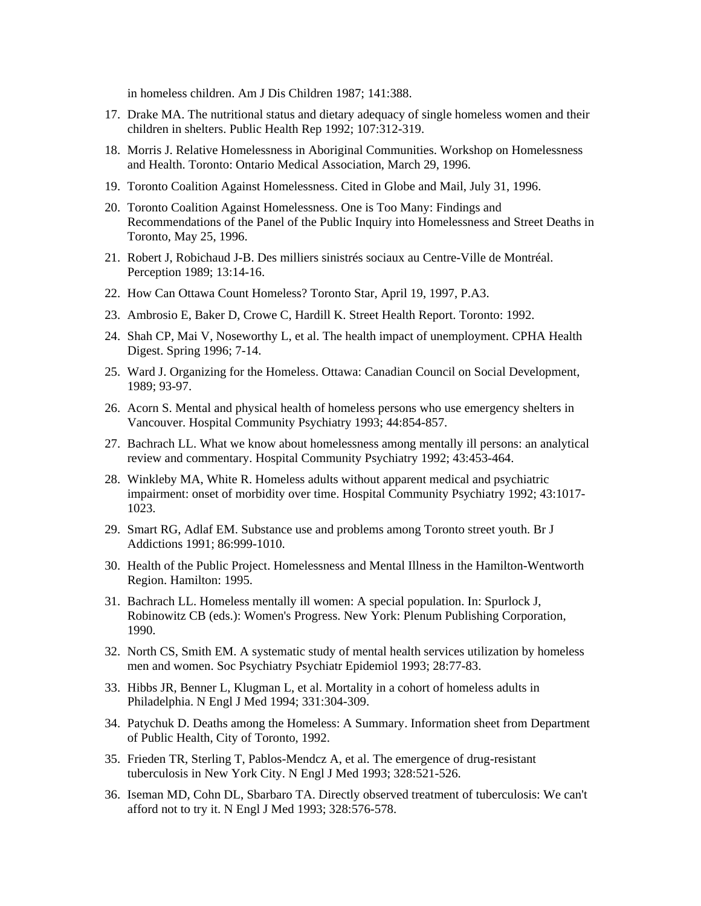in homeless children. Am J Dis Children 1987; 141:388.

17. Drake MA. The nutritional status and dietary adequacy of single homeless women and their children in shelters. Public Health Rep 1992; 107:312-319.
18. Morris J. Relative Homelessness in Aboriginal Communities. Workshop on Homelessness and Health. Toronto: Ontario Medical Association, March 29, 1996.
19. Toronto Coalition Against Homelessness. Cited in Globe and Mail, July 31, 1996.
20. Toronto Coalition Against Homelessness. One is Too Many: Findings and Recommendations of the Panel of the Public Inquiry into Homelessness and Street Deaths in Toronto, May 25, 1996.
21. Robert J, Robichaud J-B. Des milliers sinistrés sociaux au Centre-Ville de Montréal. Perception 1989; 13:14-16.
22. How Can Ottawa Count Homeless? Toronto Star, April 19, 1997, P.A3.
23. Ambrosio E, Baker D, Crowe C, Hardill K. Street Health Report. Toronto: 1992.
24. Shah CP, Mai V, Noseworthy L, et al. The health impact of unemployment. CPHA Health Digest. Spring 1996; 7-14.
25. Ward J. Organizing for the Homeless. Ottawa: Canadian Council on Social Development, 1989; 93-97.
26. Acorn S. Mental and physical health of homeless persons who use emergency shelters in Vancouver. Hospital Community Psychiatry 1993; 44:854-857.
27. Bachrach LL. What we know about homelessness among mentally ill persons: an analytical review and commentary. Hospital Community Psychiatry 1992; 43:453-464.
28. Winkleby MA, White R. Homeless adults without apparent medical and psychiatric impairment: onset of morbidity over time. Hospital Community Psychiatry 1992; 43:1017-1023.
29. Smart RG, Adlaf EM. Substance use and problems among Toronto street youth. Br J Addictions 1991; 86:999-1010.
30. Health of the Public Project. Homelessness and Mental Illness in the Hamilton-Wentworth Region. Hamilton: 1995.
31. Bachrach LL. Homeless mentally ill women: A special population. In: Spurlock J, Robinowitz CB (eds.): Women's Progress. New York: Plenum Publishing Corporation, 1990.
32. North CS, Smith EM. A systematic study of mental health services utilization by homeless men and women. Soc Psychiatry Psychiatr Epidemiol 1993; 28:77-83.
33. Hibbs JR, Benner L, Klugman L, et al. Mortality in a cohort of homeless adults in Philadelphia. N Engl J Med 1994; 331:304-309.
34. Patychuk D. Deaths among the Homeless: A Summary. Information sheet from Department of Public Health, City of Toronto, 1992.
35. Frieden TR, Sterling T, Pablos-Mendcz A, et al. The emergence of drug-resistant tuberculosis in New York City. N Engl J Med 1993; 328:521-526.
36. Iseman MD, Cohn DL, Sbarbaro TA. Directly observed treatment of tuberculosis: We can't afford not to try it. N Engl J Med 1993; 328:576-578.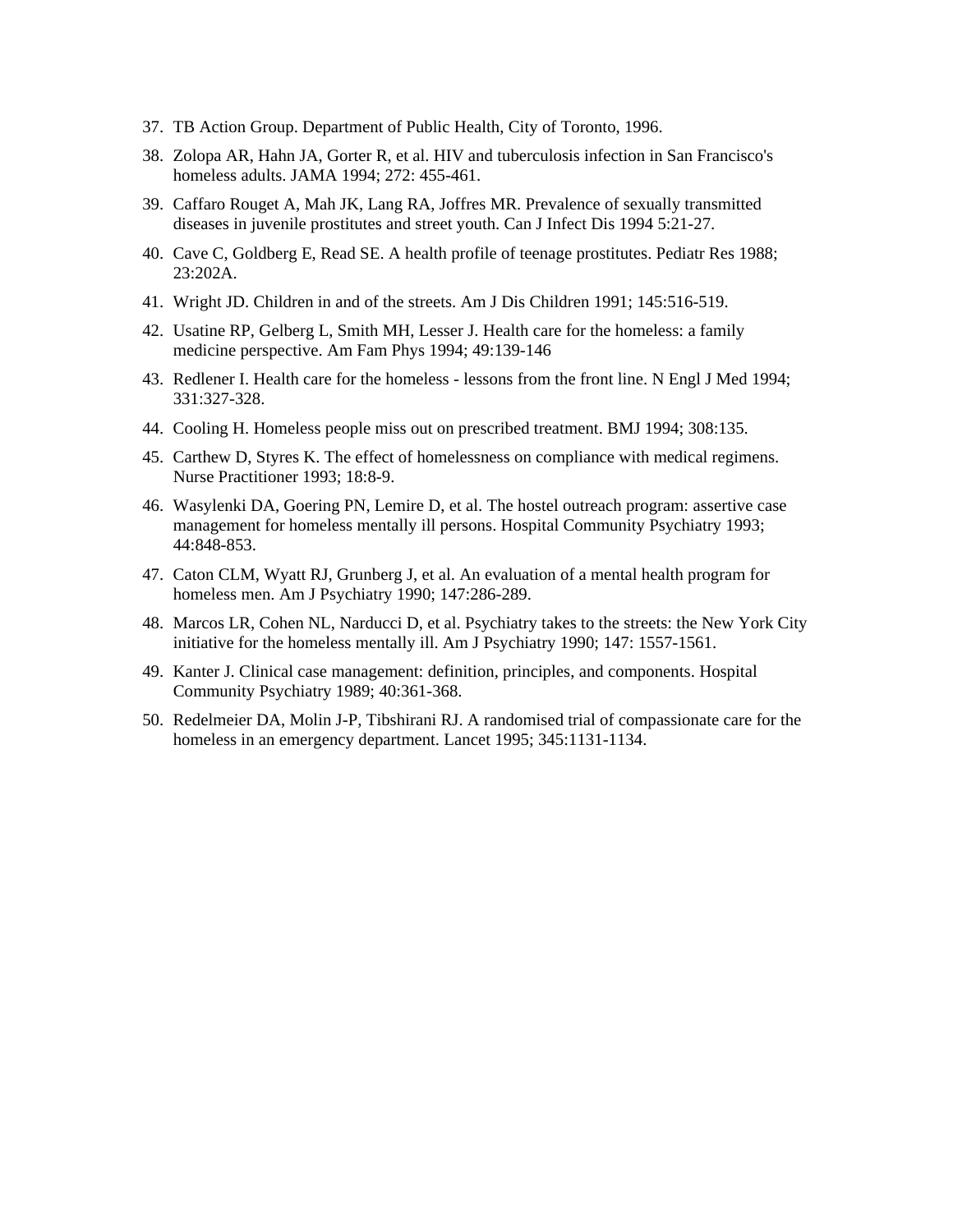37. TB Action Group. Department of Public Health, City of Toronto, 1996.
38. Zolopa AR, Hahn JA, Gorter R, et al. HIV and tuberculosis infection in San Francisco's homeless adults. JAMA 1994; 272: 455-461.
39. Caffaro Rouget A, Mah JK, Lang RA, Joffres MR. Prevalence of sexually transmitted diseases in juvenile prostitutes and street youth. Can J Infect Dis 1994 5:21-27.
40. Cave C, Goldberg E, Read SE. A health profile of teenage prostitutes. Pediatr Res 1988; 23:202A.
41. Wright JD. Children in and of the streets. Am J Dis Children 1991; 145:516-519.
42. Usatine RP, Gelberg L, Smith MH, Lesser J. Health care for the homeless: a family medicine perspective. Am Fam Phys 1994; 49:139-146
43. Redlener I. Health care for the homeless - lessons from the front line. N Engl J Med 1994; 331:327-328.
44. Cooling H. Homeless people miss out on prescribed treatment. BMJ 1994; 308:135.
45. Carthew D, Styres K. The effect of homelessness on compliance with medical regimens. Nurse Practitioner 1993; 18:8-9.
46. Wasylenki DA, Goering PN, Lemire D, et al. The hostel outreach program: assertive case management for homeless mentally ill persons. Hospital Community Psychiatry 1993; 44:848-853.
47. Caton CLM, Wyatt RJ, Grunberg J, et al. An evaluation of a mental health program for homeless men. Am J Psychiatry 1990; 147:286-289.
48. Marcos LR, Cohen NL, Narducci D, et al. Psychiatry takes to the streets: the New York City initiative for the homeless mentally ill. Am J Psychiatry 1990; 147: 1557-1561.
49. Kanter J. Clinical case management: definition, principles, and components. Hospital Community Psychiatry 1989; 40:361-368.
50. Redelmeier DA, Molin J-P, Tibshirani RJ. A randomised trial of compassionate care for the homeless in an emergency department. Lancet 1995; 345:1131-1134.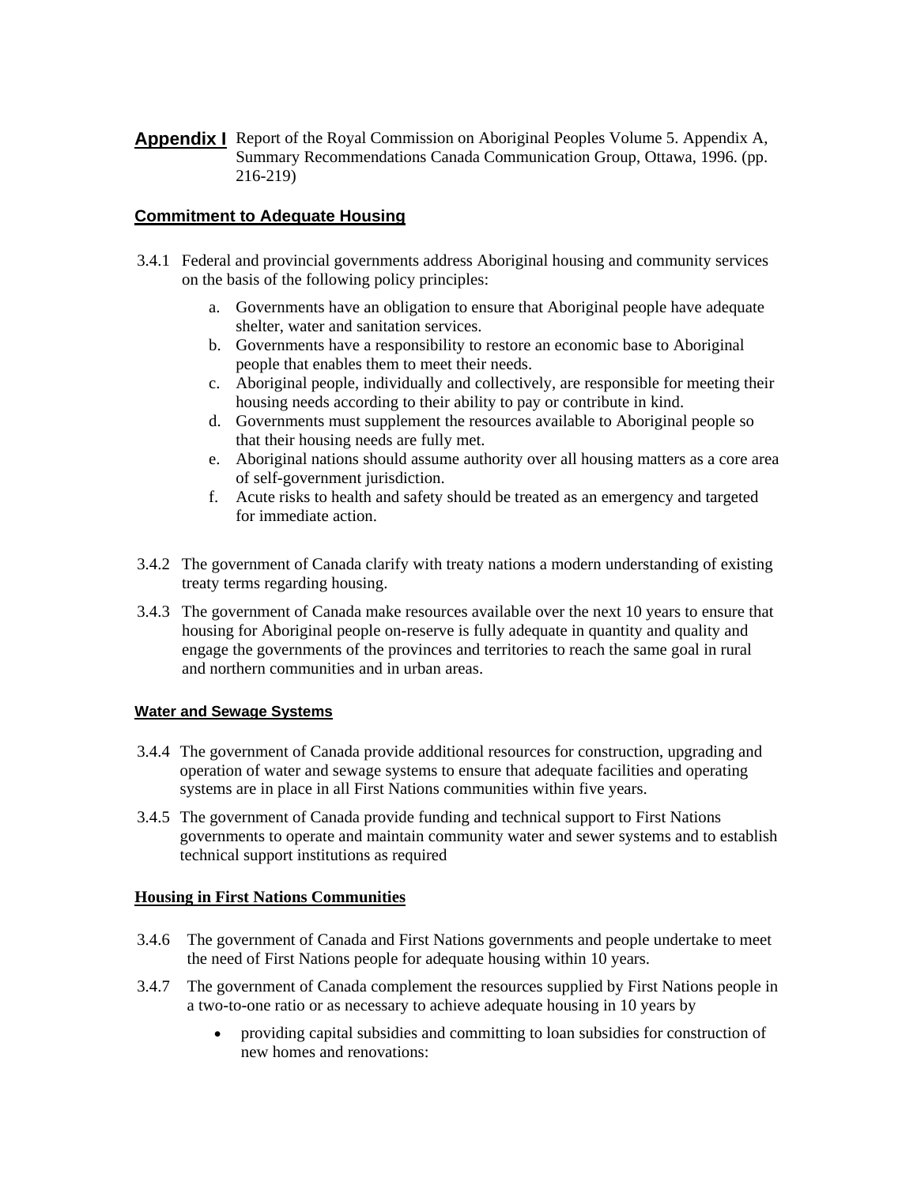**Appendix I** Report of the Royal Commission on Aboriginal Peoples Volume 5. Appendix A, Summary Recommendations Canada Communication Group, Ottawa, 1996. (pp. 216-219)

## Commitment to Adequate Housing

3.4.1 Federal and provincial governments address Aboriginal housing and community services on the basis of the following policy principles:

a. Governments have an obligation to ensure that Aboriginal people have adequate shelter, water and sanitation services.
b. Governments have a responsibility to restore an economic base to Aboriginal people that enables them to meet their needs.
c. Aboriginal people, individually and collectively, are responsible for meeting their housing needs according to their ability to pay or contribute in kind.
d. Governments must supplement the resources available to Aboriginal people so that their housing needs are fully met.
e. Aboriginal nations should assume authority over all housing matters as a core area of self-government jurisdiction.
f. Acute risks to health and safety should be treated as an emergency and targeted for immediate action.

3.4.2 The government of Canada clarify with treaty nations a modern understanding of existing treaty terms regarding housing.

3.4.3 The government of Canada make resources available over the next 10 years to ensure that housing for Aboriginal people on-reserve is fully adequate in quantity and quality and engage the governments of the provinces and territories to reach the same goal in rural and northern communities and in urban areas.

### Water and Sewage Systems

3.4.4 The government of Canada provide additional resources for construction, upgrading and operation of water and sewage systems to ensure that adequate facilities and operating systems are in place in all First Nations communities within five years.

3.4.5 The government of Canada provide funding and technical support to First Nations governments to operate and maintain community water and sewer systems and to establish technical support institutions as required

## Housing in First Nations Communities

3.4.6 The government of Canada and First Nations governments and people undertake to meet the need of First Nations people for adequate housing within 10 years.

3.4.7 The government of Canada complement the resources supplied by First Nations people in a two-to-one ratio or as necessary to achieve adequate housing in 10 years by

- providing capital subsidies and committing to loan subsidies for construction of new homes and renovations: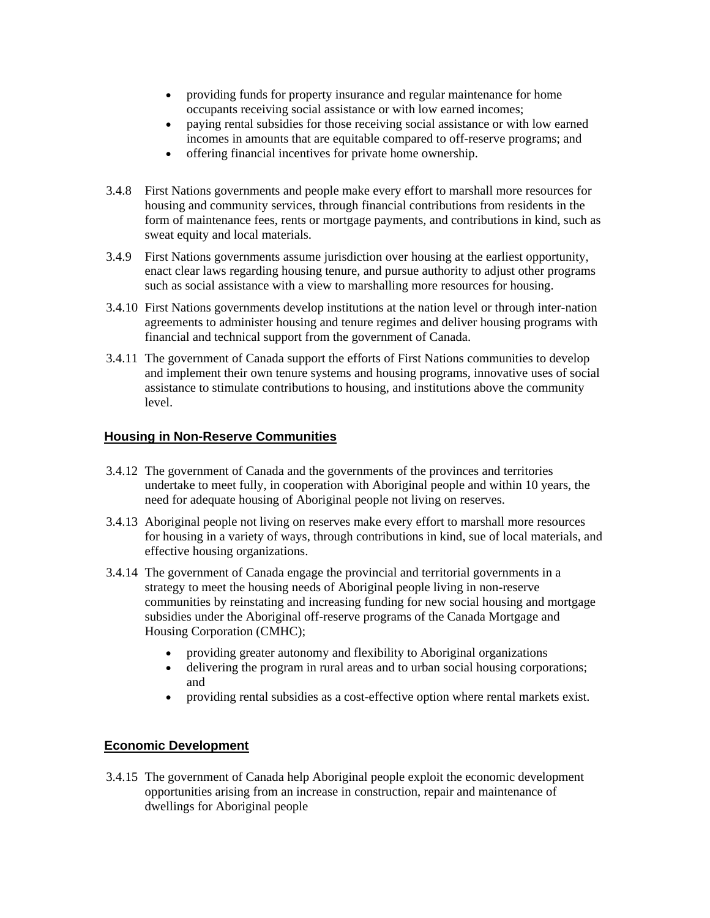- providing funds for property insurance and regular maintenance for home occupants receiving social assistance or with low earned incomes;
- paying rental subsidies for those receiving social assistance or with low earned incomes in amounts that are equitable compared to off-reserve programs; and
- offering financial incentives for private home ownership.

3.4.8 First Nations governments and people make every effort to marshall more resources for housing and community services, through financial contributions from residents in the form of maintenance fees, rents or mortgage payments, and contributions in kind, such as sweat equity and local materials.

3.4.9 First Nations governments assume jurisdiction over housing at the earliest opportunity, enact clear laws regarding housing tenure, and pursue authority to adjust other programs such as social assistance with a view to marshalling more resources for housing.

3.4.10 First Nations governments develop institutions at the nation level or through inter-nation agreements to administer housing and tenure regimes and deliver housing programs with financial and technical support from the government of Canada.

3.4.11 The government of Canada support the efforts of First Nations communities to develop and implement their own tenure systems and housing programs, innovative uses of social assistance to stimulate contributions to housing, and institutions above the community level.

## Housing in Non-Reserve Communities

3.4.12 The government of Canada and the governments of the provinces and territories undertake to meet fully, in cooperation with Aboriginal people and within 10 years, the need for adequate housing of Aboriginal people not living on reserves.

3.4.13 Aboriginal people not living on reserves make every effort to marshall more resources for housing in a variety of ways, through contributions in kind, sue of local materials, and effective housing organizations.

3.4.14 The government of Canada engage the provincial and territorial governments in a strategy to meet the housing needs of Aboriginal people living in non-reserve communities by reinstating and increasing funding for new social housing and mortgage subsidies under the Aboriginal off-reserve programs of the Canada Mortgage and Housing Corporation (CMHC);

- providing greater autonomy and flexibility to Aboriginal organizations
- delivering the program in rural areas and to urban social housing corporations; and
- providing rental subsidies as a cost-effective option where rental markets exist.

## Economic Development

3.4.15 The government of Canada help Aboriginal people exploit the economic development opportunities arising from an increase in construction, repair and maintenance of dwellings for Aboriginal people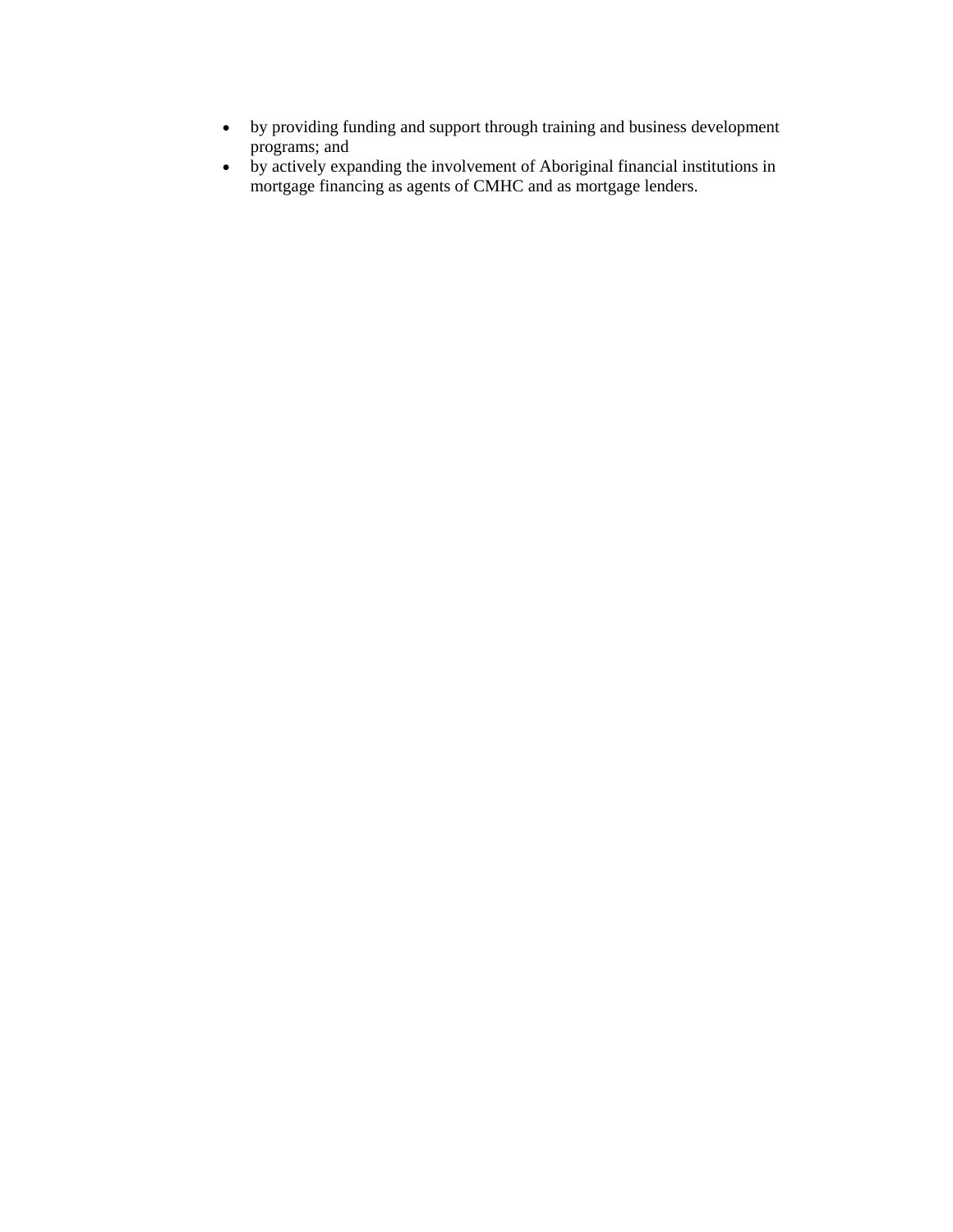- by providing funding and support through training and business development programs; and
- by actively expanding the involvement of Aboriginal financial institutions in mortgage financing as agents of CMHC and as mortgage lenders.